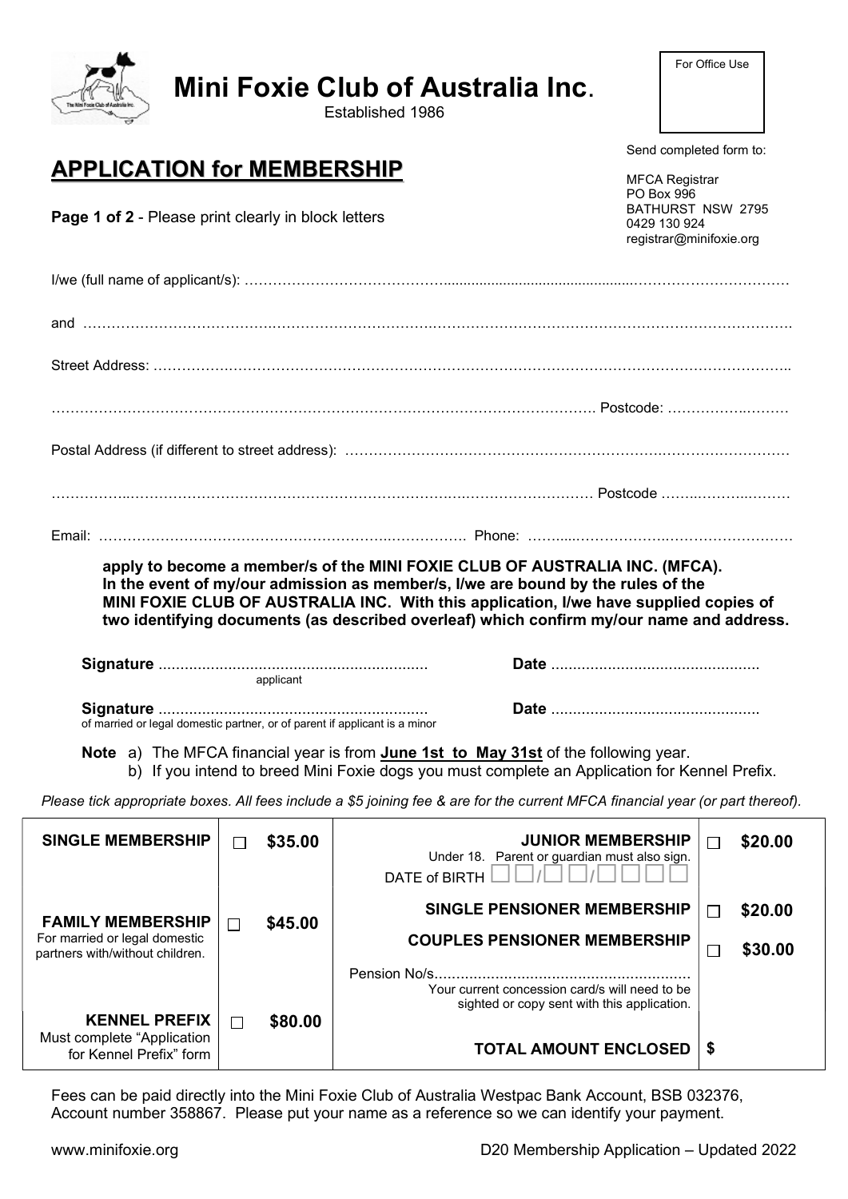# Mini Foxie Club of Australia Inc.

Established 1986

For Office Use

## APPLICATION for MEMBERSHIP

**Page 1 of 2** - Please print clearly in block letters

Send completed form to:

MFCA Registrar
PO Box 996
BATHURST NSW 2795
0429 130 924
registrar@minifoxie.org

I/we (full name of applicant/s): ……………………………………………………………………………………

and ……………………………………………………………………………………………………………

Street Address: ………………………………………………………………………………………………

……………………………………………………………………………………… Postcode: ………………

Postal Address (if different to street address): ……………………………………………………………

……………………………………………………………………………………… Postcode ………………

Email: ……………………………………………………… Phone: ……………………………………………

**apply to become a member/s of the MINI FOXIE CLUB OF AUSTRALIA INC. (MFCA). In the event of my/our admission as member/s, I/we are bound by the rules of the MINI FOXIE CLUB OF AUSTRALIA INC. With this application, I/we have supplied copies of two identifying documents (as described overleaf) which confirm my/our name and address.**

**Signature** ............................................................ **Date** ...............................................
applicant

**Signature** ............................................................ **Date** ...............................................
of married or legal domestic partner, or of parent if applicant is a minor

**Note** a) The MFCA financial year is from **June 1st to May 31st** of the following year.
b) If you intend to breed Mini Foxie dogs you must complete an Application for Kennel Prefix.

*Please tick appropriate boxes. All fees include a $5 joining fee & are for the current MFCA financial year (or part thereof).*

| | | | | | |
|---|---|---|---|---|---|
| **SINGLE MEMBERSHIP** | ☐ | **$35.00** | **JUNIOR MEMBERSHIP** Under 18. Parent or guardian must also sign. DATE of BIRTH ☐☐/☐☐/☐☐☐☐ | ☐ | **$20.00** |
| **FAMILY MEMBERSHIP** For married or legal domestic partners with/without children. | ☐ | **$45.00** | **SINGLE PENSIONER MEMBERSHIP** | ☐ | **$20.00** |
| | | | **COUPLES PENSIONER MEMBERSHIP** | ☐ | **$30.00** |
| | | | Pension No/s............................................................ Your current concession card/s will need to be sighted or copy sent with this application. | | |
| **KENNEL PREFIX** Must complete "Application for Kennel Prefix" form | ☐ | **$80.00** | **TOTAL AMOUNT ENCLOSED** | **$** | |

Fees can be paid directly into the Mini Foxie Club of Australia Westpac Bank Account, BSB 032376, Account number 358867. Please put your name as a reference so we can identify your payment.

www.minifoxie.org D20 Membership Application – Updated 2022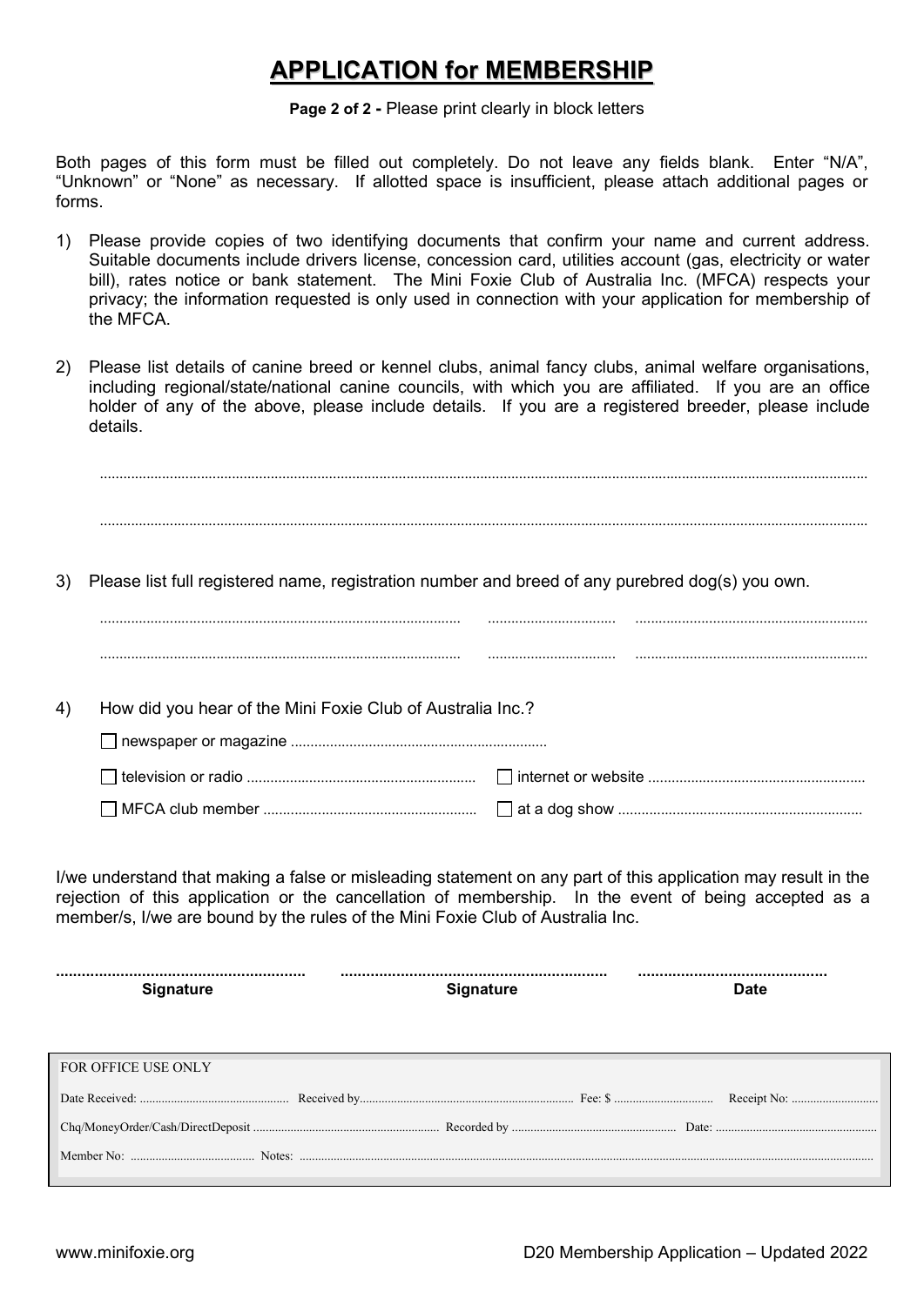# APPLICATION for MEMBERSHIP

**Page 2 of 2 -** Please print clearly in block letters

Both pages of this form must be filled out completely. Do not leave any fields blank. Enter "N/A", "Unknown" or "None" as necessary. If allotted space is insufficient, please attach additional pages or forms.

1) Please provide copies of two identifying documents that confirm your name and current address. Suitable documents include drivers license, concession card, utilities account (gas, electricity or water bill), rates notice or bank statement. The Mini Foxie Club of Australia Inc. (MFCA) respects your privacy; the information requested is only used in connection with your application for membership of the MFCA.

2) Please list details of canine breed or kennel clubs, animal fancy clubs, animal welfare organisations, including regional/state/national canine councils, with which you are affiliated. If you are an office holder of any of the above, please include details. If you are a registered breeder, please include details.

   ..........................................................................................................................................................................

   ..........................................................................................................................................................................

3) Please list full registered name, registration number and breed of any purebred dog(s) you own.

   ........................................................................................ ................................ ............................................................

   ........................................................................................ ................................ ............................................................

4) How did you hear of the Mini Foxie Club of Australia Inc.?

   ☐ newspaper or magazine ...................................................................

   ☐ television or radio ............................................................ ☐ internet or website ........................................................

   ☐ MFCA club member ........................................................ ☐ at a dog show ...............................................................

I/we understand that making a false or misleading statement on any part of this application may result in the rejection of this application or the cancellation of membership. In the event of being accepted as a member/s, I/we are bound by the rules of the Mini Foxie Club of Australia Inc.

| | | |
|---|---|---|
| ........................................................... | ............................................................... | ............................................. |
| **Signature** | **Signature** | **Date** |

FOR OFFICE USE ONLY

Date Received: ................................................ Received by.................................................................. Fee: $ ............................... Receipt No: ...........................

Chq/MoneyOrder/Cash/DirectDeposit ........................................................... Recorded by .................................................... Date: ...................................................

Member No: ........................................ Notes: ..........................................................................................................................................................................

www.minifoxie.org

D20 Membership Application – Updated 2022